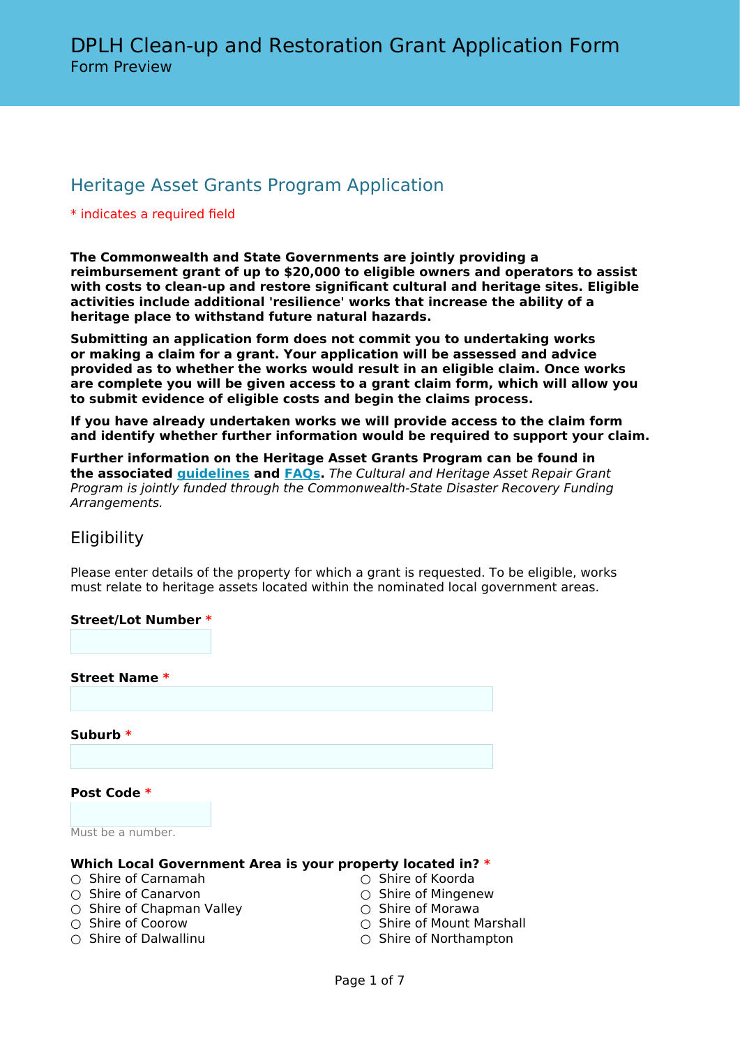# DPLH Clean-up and Restoration Grant Application Form

Form Preview

## Heritage Asset Grants Program Application

* indicates a required field

**The Commonwealth and State Governments are jointly providing a reimbursement grant of up to $20,000 to eligible owners and operators to assist with costs to clean-up and restore significant cultural and heritage sites. Eligible activities include additional 'resilience' works that increase the ability of a heritage place to withstand future natural hazards.**

**Submitting an application form does not commit you to undertaking works or making a claim for a grant. Your application will be assessed and advice provided as to whether the works would result in an eligible claim. Once works are complete you will be given access to a grant claim form, which will allow you to submit evidence of eligible costs and begin the claims process.**

**If you have already undertaken works we will provide access to the claim form and identify whether further information would be required to support your claim.**

**Further information on the Heritage Asset Grants Program can be found in the associated guidelines and FAQs.** *The Cultural and Heritage Asset Repair Grant Program is jointly funded through the Commonwealth-State Disaster Recovery Funding Arrangements.*

### Eligibility

Please enter details of the property for which a grant is requested. To be eligible, works must relate to heritage assets located within the nominated local government areas.

**Street/Lot Number** *

**Street Name** *

**Suburb** *

**Post Code** *

Must be a number.

**Which Local Government Area is your property located in?** *

- ○ Shire of Carnamah
- ○ Shire of Canarvon
- ○ Shire of Chapman Valley
- ○ Shire of Coorow
- ○ Shire of Dalwallinu
- ○ Shire of Koorda
- ○ Shire of Mingenew
- ○ Shire of Morawa
- ○ Shire of Mount Marshall
- ○ Shire of Northampton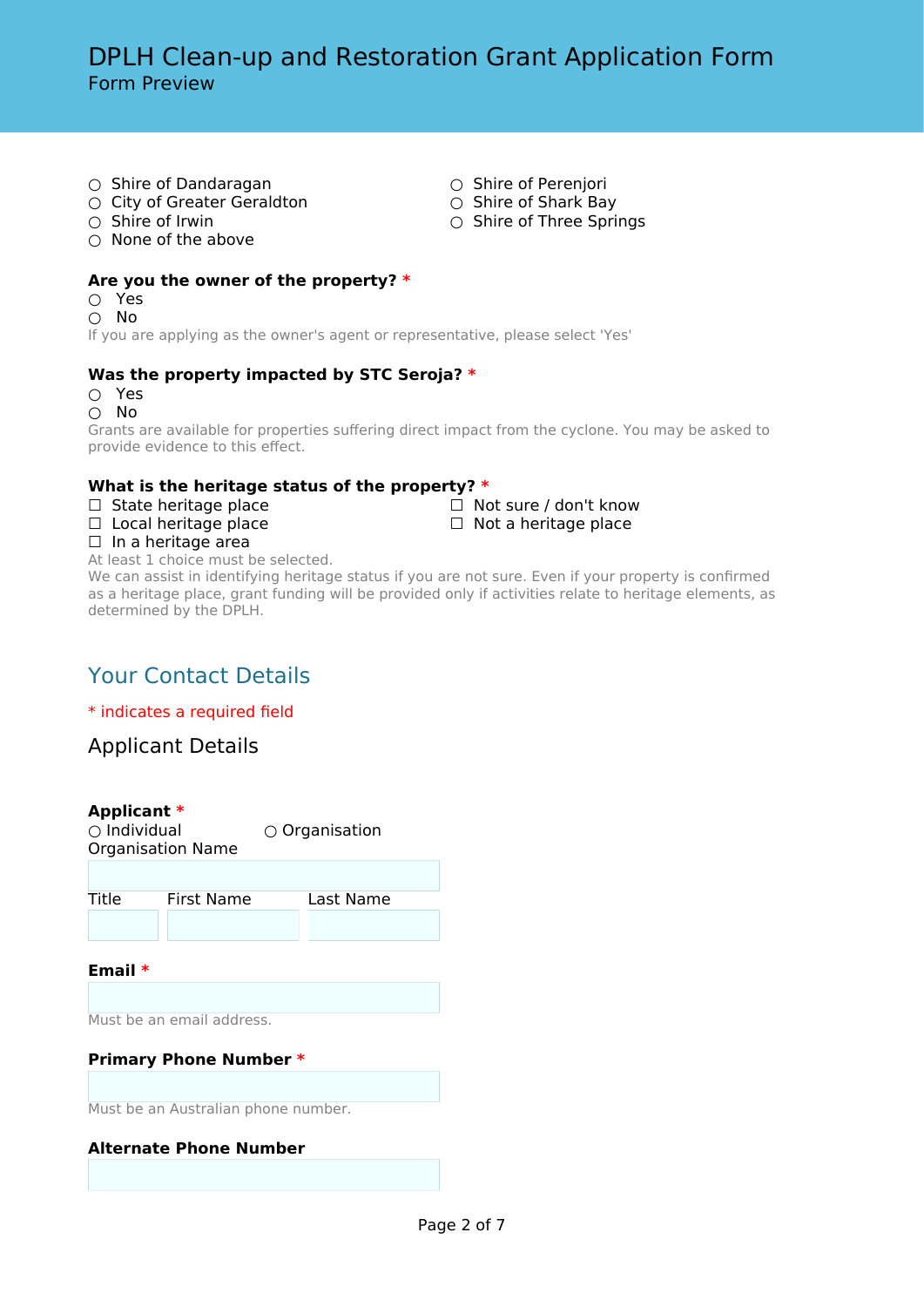# DPLH Clean-up and Restoration Grant Application Form

Form Preview

- ○ Shire of Dandaragan
- ○ City of Greater Geraldton
- ○ Shire of Irwin
- ○ None of the above
- ○ Shire of Perenjori
- ○ Shire of Shark Bay
- ○ Shire of Three Springs

**Are you the owner of the property? ***

- ○ Yes
- ○ No

If you are applying as the owner's agent or representative, please select 'Yes'

**Was the property impacted by STC Seroja? ***

- ○ Yes
- ○ No

Grants are available for properties suffering direct impact from the cyclone. You may be asked to provide evidence to this effect.

**What is the heritage status of the property? ***

- ☐ State heritage place
- ☐ Local heritage place
- ☐ In a heritage area
- ☐ Not sure / don't know
- ☐ Not a heritage place

At least 1 choice must be selected.

We can assist in identifying heritage status if you are not sure. Even if your property is confirmed as a heritage place, grant funding will be provided only if activities relate to heritage elements, as determined by the DPLH.

## Your Contact Details

* indicates a required field

### Applicant Details

**Applicant ***

○ Individual ○ Organisation

Organisation Name

Title First Name Last Name

**Email ***

Must be an email address.

**Primary Phone Number ***

Must be an Australian phone number.

**Alternate Phone Number**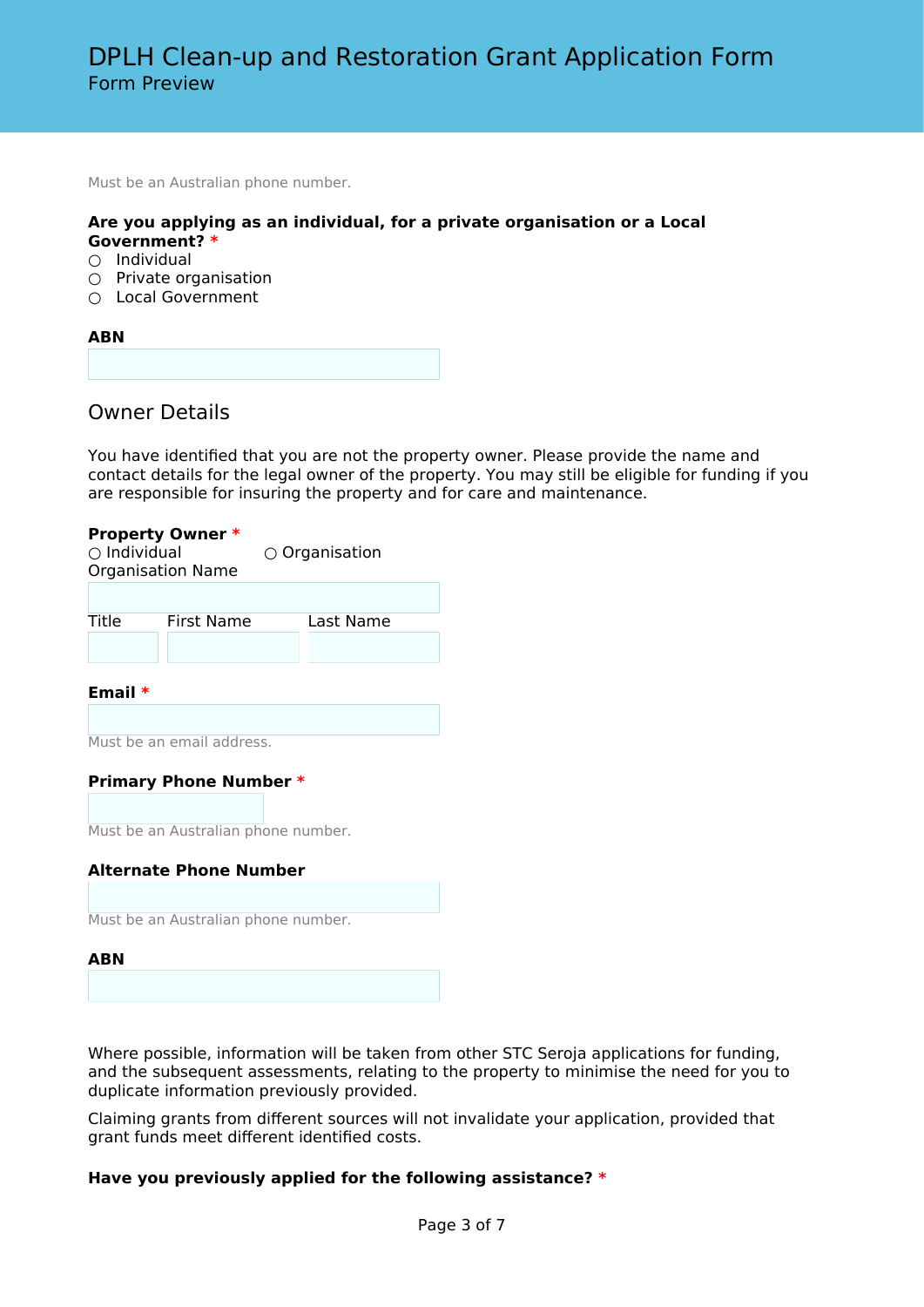Must be an Australian phone number.

**Are you applying as an individual, for a private organisation or a Local Government?** *

○ Individual
○ Private organisation
○ Local Government

**ABN**

## Owner Details

You have identified that you are not the property owner. Please provide the name and contact details for the legal owner of the property. You may still be eligible for funding if you are responsible for insuring the property and for care and maintenance.

**Property Owner** *

○ Individual ○ Organisation

Organisation Name

Title First Name Last Name

**Email** *

Must be an email address.

**Primary Phone Number** *

Must be an Australian phone number.

**Alternate Phone Number**

Must be an Australian phone number.

**ABN**

Where possible, information will be taken from other STC Seroja applications for funding, and the subsequent assessments, relating to the property to minimise the need for you to duplicate information previously provided.

Claiming grants from different sources will not invalidate your application, provided that grant funds meet different identified costs.

**Have you previously applied for the following assistance?** *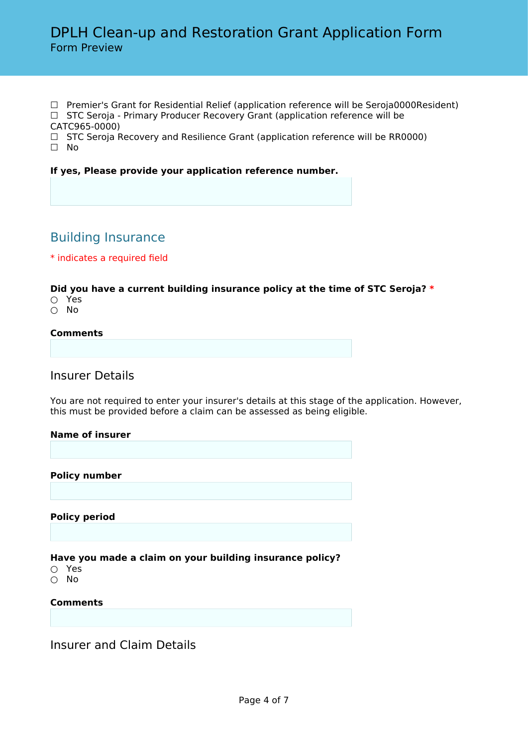☐ Premier's Grant for Residential Relief (application reference will be Seroja0000Resident)
☐ STC Seroja - Primary Producer Recovery Grant (application reference will be CATC965-0000)
☐ STC Seroja Recovery and Resilience Grant (application reference will be RR0000)
☐ No

**If yes, Please provide your application reference number.**

## Building Insurance

* indicates a required field

**Did you have a current building insurance policy at the time of STC Seroja? ***
○ Yes
○ No

**Comments**

### Insurer Details

You are not required to enter your insurer's details at this stage of the application. However, this must be provided before a claim can be assessed as being eligible.

**Name of insurer**

**Policy number**

**Policy period**

**Have you made a claim on your building insurance policy?**
○ Yes
○ No

**Comments**

### Insurer and Claim Details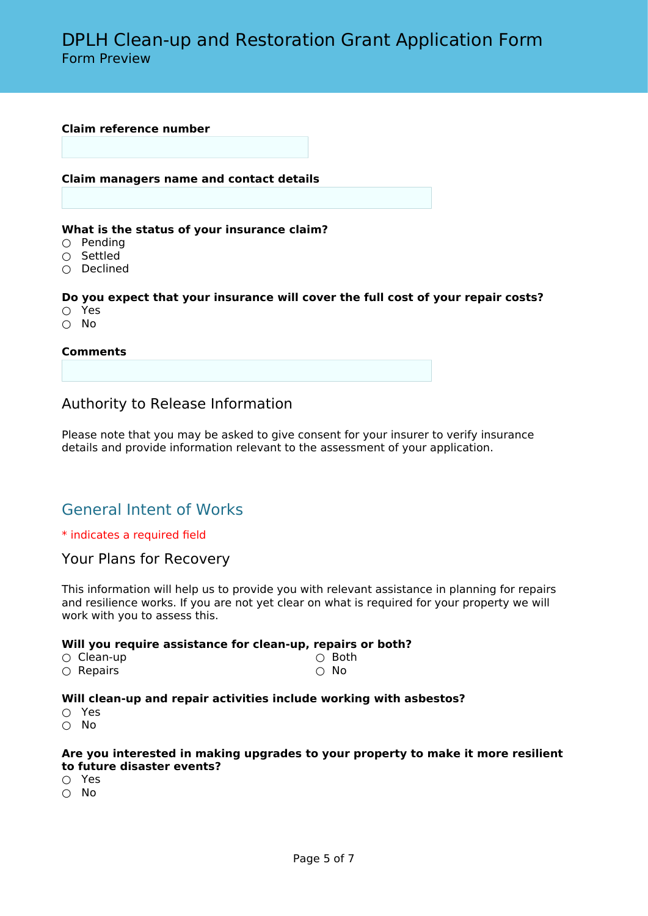**Claim reference number**

**Claim managers name and contact details**

**What is the status of your insurance claim?**

- ○ Pending
- ○ Settled
- ○ Declined

**Do you expect that your insurance will cover the full cost of your repair costs?**

- ○ Yes
- ○ No

**Comments**

### Authority to Release Information

Please note that you may be asked to give consent for your insurer to verify insurance details and provide information relevant to the assessment of your application.

## General Intent of Works

* indicates a required field

### Your Plans for Recovery

This information will help us to provide you with relevant assistance in planning for repairs and resilience works. If you are not yet clear on what is required for your property we will work with you to assess this.

**Will you require assistance for clean-up, repairs or both?**

- ○ Clean-up
- ○ Repairs
- ○ Both
- ○ No

**Will clean-up and repair activities include working with asbestos?**

- ○ Yes
- ○ No

**Are you interested in making upgrades to your property to make it more resilient to future disaster events?**

- ○ Yes
- ○ No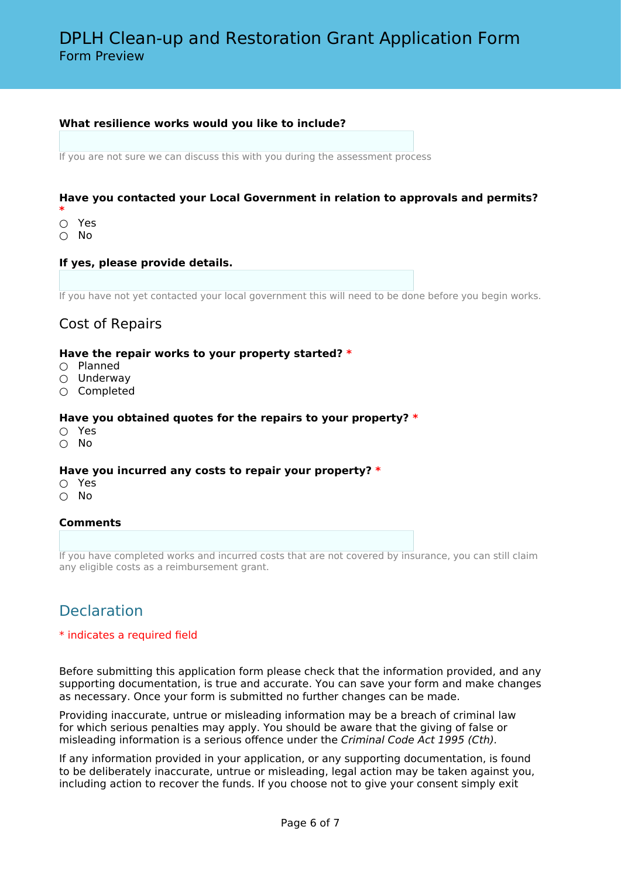# DPLH Clean-up and Restoration Grant Application Form
Form Preview

**What resilience works would you like to include?**

If you are not sure we can discuss this with you during the assessment process

**Have you contacted your Local Government in relation to approvals and permits?** *

- ○ Yes
- ○ No

**If yes, please provide details.**

If you have not yet contacted your local government this will need to be done before you begin works.

## Cost of Repairs

**Have the repair works to your property started?** *

- ○ Planned
- ○ Underway
- ○ Completed

**Have you obtained quotes for the repairs to your property?** *

- ○ Yes
- ○ No

**Have you incurred any costs to repair your property?** *

- ○ Yes
- ○ No

**Comments**

If you have completed works and incurred costs that are not covered by insurance, you can still claim any eligible costs as a reimbursement grant.

## Declaration

* indicates a required field

Before submitting this application form please check that the information provided, and any supporting documentation, is true and accurate. You can save your form and make changes as necessary. Once your form is submitted no further changes can be made.

Providing inaccurate, untrue or misleading information may be a breach of criminal law for which serious penalties may apply. You should be aware that the giving of false or misleading information is a serious offence under the *Criminal Code Act 1995 (Cth).*

If any information provided in your application, or any supporting documentation, is found to be deliberately inaccurate, untrue or misleading, legal action may be taken against you, including action to recover the funds. If you choose not to give your consent simply exit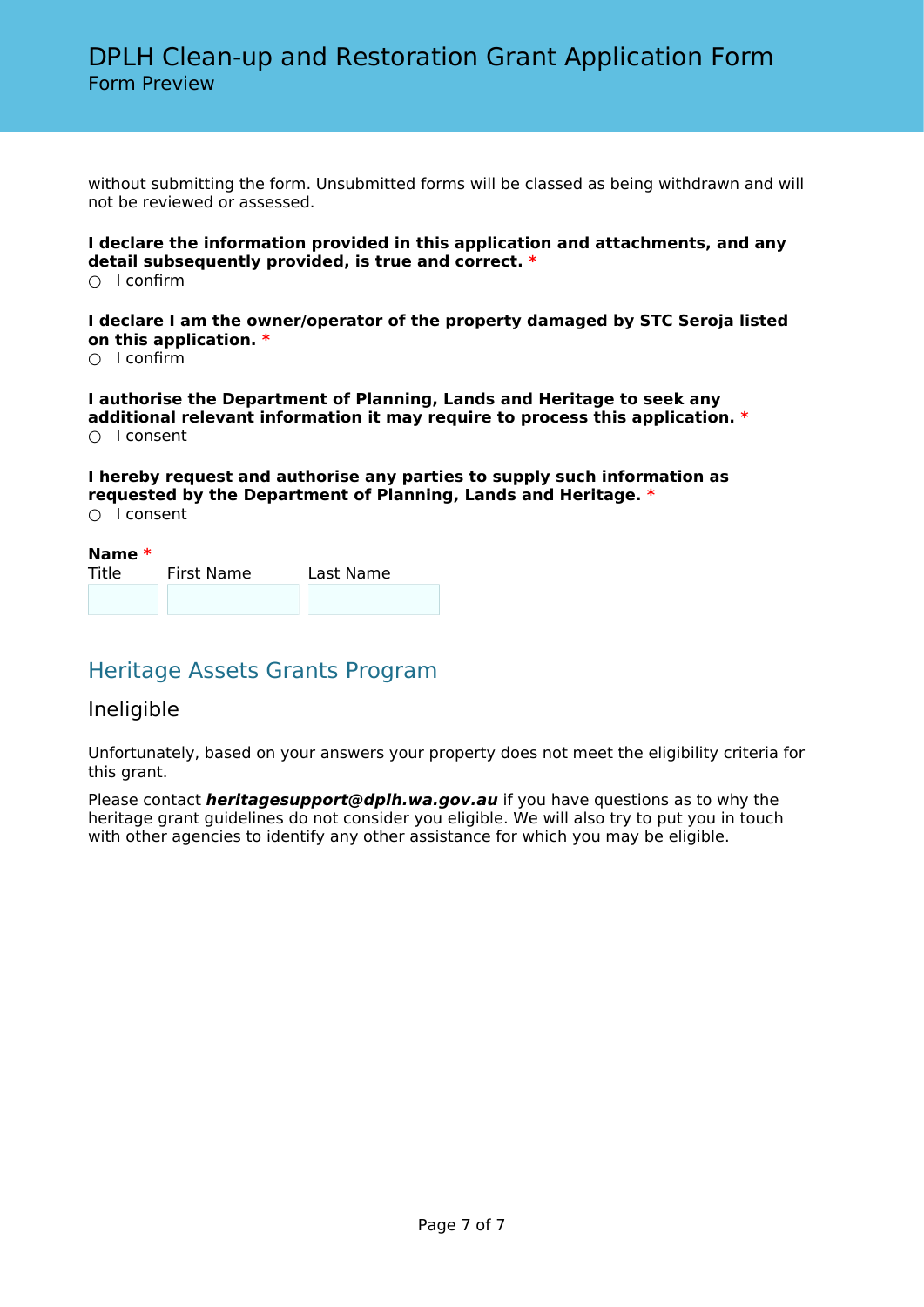without submitting the form. Unsubmitted forms will be classed as being withdrawn and will not be reviewed or assessed.

**I declare the information provided in this application and attachments, and any detail subsequently provided, is true and correct.** *

○ I confirm

**I declare I am the owner/operator of the property damaged by STC Seroja listed on this application.** *

○ I confirm

**I authorise the Department of Planning, Lands and Heritage to seek any additional relevant information it may require to process this application.** *

○ I consent

**I hereby request and authorise any parties to supply such information as requested by the Department of Planning, Lands and Heritage.** *

○ I consent

**Name** *

| Title | First Name | Last Name |
| --- | --- | --- |
| | | |

## Heritage Assets Grants Program

### Ineligible

Unfortunately, based on your answers your property does not meet the eligibility criteria for this grant.

Please contact ***heritagesupport@dplh.wa.gov.au*** if you have questions as to why the heritage grant guidelines do not consider you eligible. We will also try to put you in touch with other agencies to identify any other assistance for which you may be eligible.